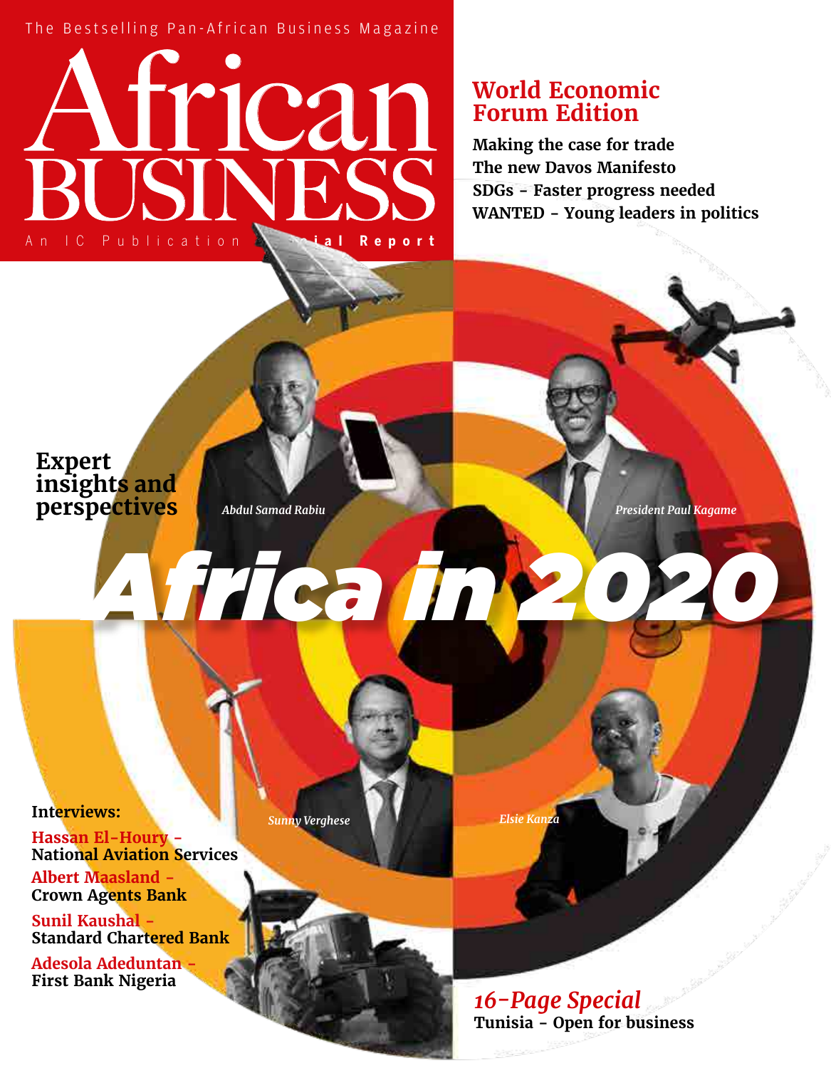The Bestselling Pan-African Business Magazine

# African BUSINESS

An IC Publication ... ial Report

## World Economic Forum Edition

**Making the case for trade**
**The new Davos Manifesto**
**SDGs - Faster progress needed**
**WANTED - Young leaders in politics**

**Expert insights and perspectives**

*Abdul Samad Rabiu*

*President Paul Kagame*

# *Africa in 2020*

*Sunny Verghese*

*Elsie Kanza*

**Interviews:**

Hassan El-Houry -
**National Aviation Services**

Albert Maasland -
**Crown Agents Bank**

Sunil Kaushal -
**Standard Chartered Bank**

Adesola Adeduntan -
**First Bank Nigeria**

*16-Page Special*
**Tunisia - Open for business**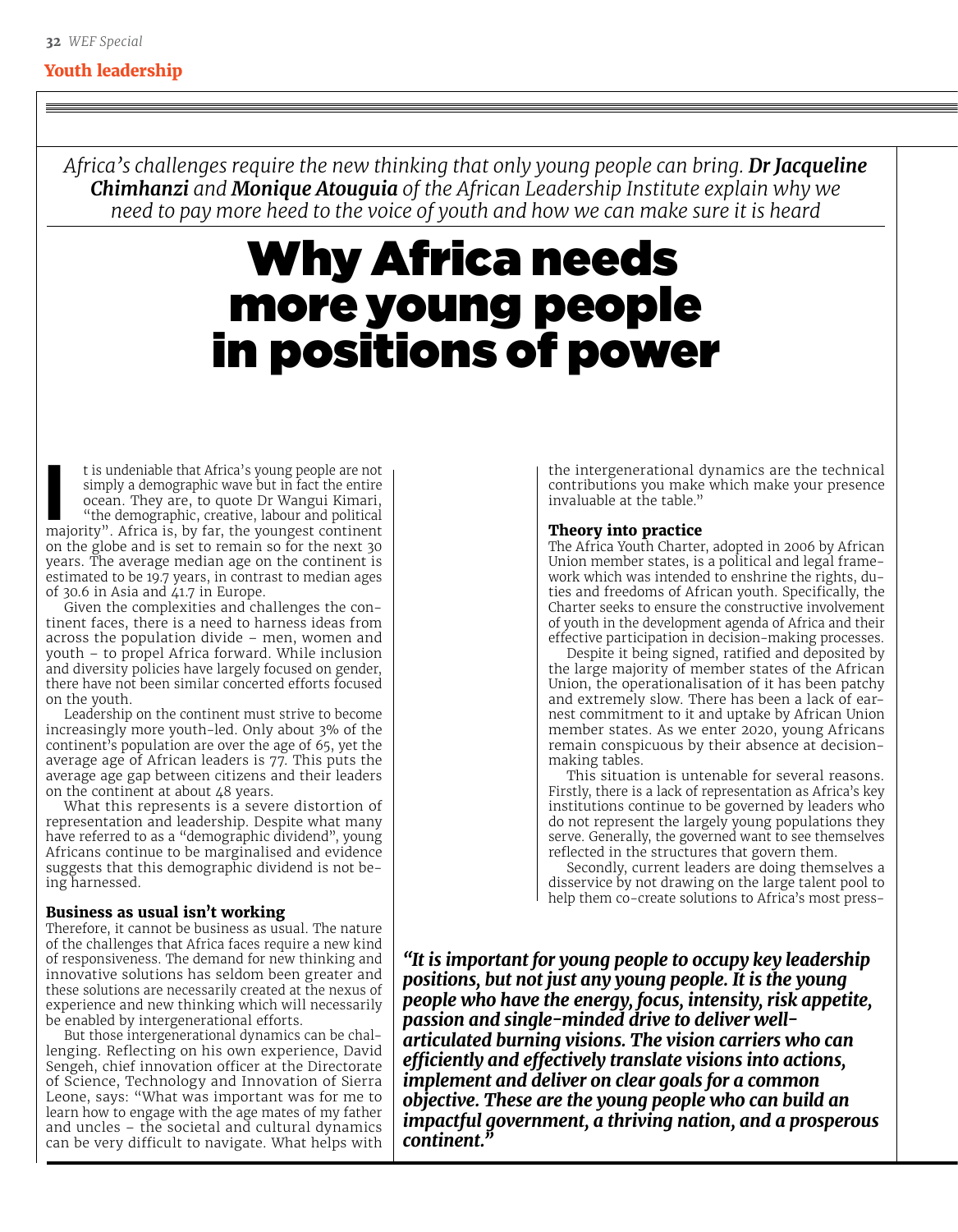## Youth leadership

*Africa's challenges require the new thinking that only young people can bring. **Dr Jacqueline Chimhanzi** and **Monique Atouguia** of the African Leadership Institute explain why we need to pay more heed to the voice of youth and how we can make sure it is heard*

# Why Africa needs more young people in positions of power

It is undeniable that Africa's young people are not simply a demographic wave but in fact the entire ocean. They are, to quote Dr Wangui Kimari, "the demographic, creative, labour and political majority". Africa is, by far, the youngest continent on the globe and is set to remain so for the next 30 years. The average median age on the continent is estimated to be 19.7 years, in contrast to median ages of 30.6 in Asia and 41.7 in Europe.

Given the complexities and challenges the continent faces, there is a need to harness ideas from across the population divide – men, women and youth – to propel Africa forward. While inclusion and diversity policies have largely focused on gender, there have not been similar concerted efforts focused on the youth.

Leadership on the continent must strive to become increasingly more youth-led. Only about 3% of the continent's population are over the age of 65, yet the average age of African leaders is 77. This puts the average age gap between citizens and their leaders on the continent at about 48 years.

What this represents is a severe distortion of representation and leadership. Despite what many have referred to as a "demographic dividend", young Africans continue to be marginalised and evidence suggests that this demographic dividend is not being harnessed.

### Business as usual isn't working

Therefore, it cannot be business as usual. The nature of the challenges that Africa faces require a new kind of responsiveness. The demand for new thinking and innovative solutions has seldom been greater and these solutions are necessarily created at the nexus of experience and new thinking which will necessarily be enabled by intergenerational efforts.

But those intergenerational dynamics can be challenging. Reflecting on his own experience, David Sengeh, chief innovation officer at the Directorate of Science, Technology and Innovation of Sierra Leone, says: "What was important was for me to learn how to engage with the age mates of my father and uncles – the societal and cultural dynamics can be very difficult to navigate. What helps with the intergenerational dynamics are the technical contributions you make which make your presence invaluable at the table."

### Theory into practice

The Africa Youth Charter, adopted in 2006 by African Union member states, is a political and legal framework which was intended to enshrine the rights, duties and freedoms of African youth. Specifically, the Charter seeks to ensure the constructive involvement of youth in the development agenda of Africa and their effective participation in decision-making processes.

Despite it being signed, ratified and deposited by the large majority of member states of the African Union, the operationalisation of it has been patchy and extremely slow. There has been a lack of earnest commitment to it and uptake by African Union member states. As we enter 2020, young Africans remain conspicuous by their absence at decision-making tables.

This situation is untenable for several reasons. Firstly, there is a lack of representation as Africa's key institutions continue to be governed by leaders who do not represent the largely young populations they serve. Generally, the governed want to see themselves reflected in the structures that govern them.

Secondly, current leaders are doing themselves a disservice by not drawing on the large talent pool to help them co-create solutions to Africa's most press-

> ***"It is important for young people to occupy key leadership positions, but not just any young people. It is the young people who have the energy, focus, intensity, risk appetite, passion and single-minded drive to deliver well-articulated burning visions. The vision carriers who can efficiently and effectively translate visions into actions, implement and deliver on clear goals for a common objective. These are the young people who can build an impactful government, a thriving nation, and a prosperous continent."***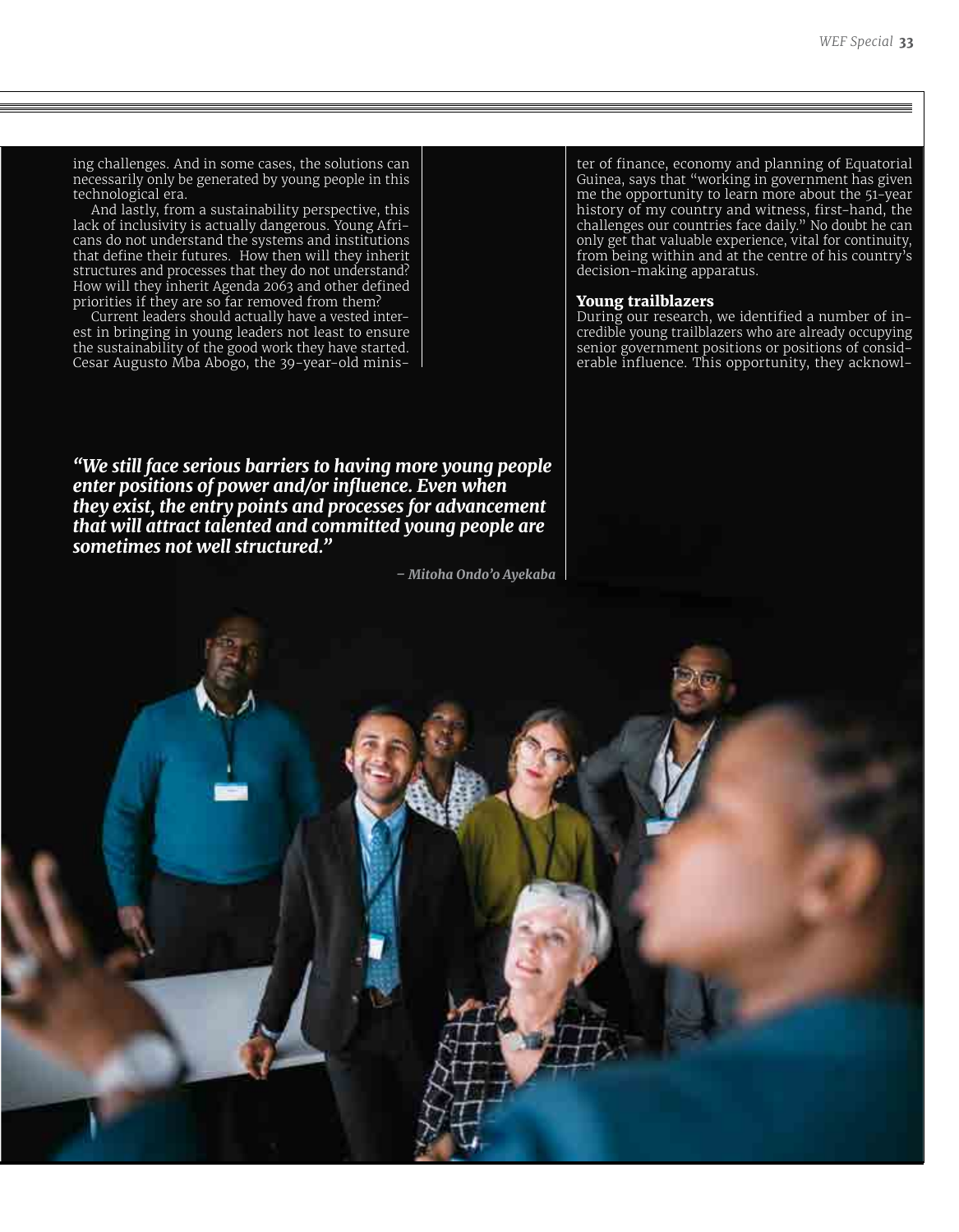ing challenges. And in some cases, the solutions can necessarily only be generated by young people in this technological era.

And lastly, from a sustainability perspective, this lack of inclusivity is actually dangerous. Young Africans do not understand the systems and institutions that define their futures. How then will they inherit structures and processes that they do not understand? How will they inherit Agenda 2063 and other defined priorities if they are so far removed from them?

Current leaders should actually have a vested interest in bringing in young leaders not least to ensure the sustainability of the good work they have started. Cesar Augusto Mba Abogo, the 39-year-old minister of finance, economy and planning of Equatorial Guinea, says that "working in government has given me the opportunity to learn more about the 51-year history of my country and witness, first-hand, the challenges our countries face daily." No doubt he can only get that valuable experience, vital for continuity, from being within and at the centre of his country's decision-making apparatus.

### Young trailblazers

During our research, we identified a number of incredible young trailblazers who are already occupying senior government positions or positions of considerable influence. This opportunity, they acknowl-

> ***"We still face serious barriers to having more young people enter positions of power and/or influence. Even when they exist, the entry points and processes for advancement that will attract talented and committed young people are sometimes not well structured."***
>
> *– Mitoha Ondo'o Ayekaba*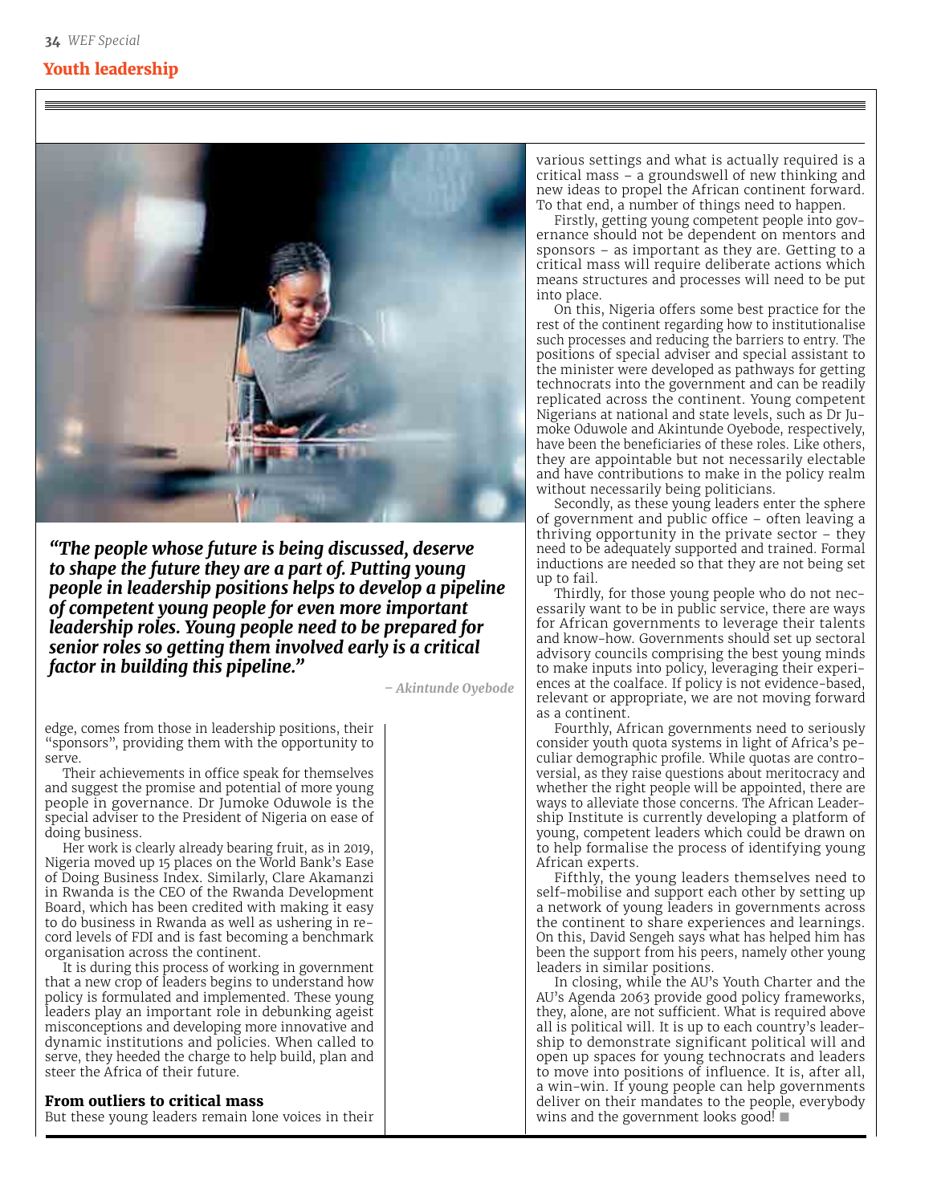## Youth leadership

> *"The people whose future is being discussed, deserve to shape the future they are a part of. Putting young people in leadership positions helps to develop a pipeline of competent young people for even more important leadership roles. Young people need to be prepared for senior roles so getting them involved early is a critical factor in building this pipeline."*
>
> *– Akintunde Oyebode*

edge, comes from those in leadership positions, their "sponsors", providing them with the opportunity to serve.

Their achievements in office speak for themselves and suggest the promise and potential of more young people in governance. Dr Jumoke Oduwole is the special adviser to the President of Nigeria on ease of doing business.

Her work is clearly already bearing fruit, as in 2019, Nigeria moved up 15 places on the World Bank's Ease of Doing Business Index. Similarly, Clare Akamanzi in Rwanda is the CEO of the Rwanda Development Board, which has been credited with making it easy to do business in Rwanda as well as ushering in record levels of FDI and is fast becoming a benchmark organisation across the continent.

It is during this process of working in government that a new crop of leaders begins to understand how policy is formulated and implemented. These young leaders play an important role in debunking ageist misconceptions and developing more innovative and dynamic institutions and policies. When called to serve, they heeded the charge to help build, plan and steer the Africa of their future.

### From outliers to critical mass

But these young leaders remain lone voices in their various settings and what is actually required is a critical mass – a groundswell of new thinking and new ideas to propel the African continent forward. To that end, a number of things need to happen.

Firstly, getting young competent people into governance should not be dependent on mentors and sponsors – as important as they are. Getting to a critical mass will require deliberate actions which means structures and processes will need to be put into place.

On this, Nigeria offers some best practice for the rest of the continent regarding how to institutionalise such processes and reducing the barriers to entry. The positions of special adviser and special assistant to the minister were developed as pathways for getting technocrats into the government and can be readily replicated across the continent. Young competent Nigerians at national and state levels, such as Dr Jumoke Oduwole and Akintunde Oyebode, respectively, have been the beneficiaries of these roles. Like others, they are appointable but not necessarily electable and have contributions to make in the policy realm without necessarily being politicians.

Secondly, as these young leaders enter the sphere of government and public office – often leaving a thriving opportunity in the private sector – they need to be adequately supported and trained. Formal inductions are needed so that they are not being set up to fail.

Thirdly, for those young people who do not necessarily want to be in public service, there are ways for African governments to leverage their talents and know-how. Governments should set up sectoral advisory councils comprising the best young minds to make inputs into policy, leveraging their experiences at the coalface. If policy is not evidence-based, relevant or appropriate, we are not moving forward as a continent.

Fourthly, African governments need to seriously consider youth quota systems in light of Africa's peculiar demographic profile. While quotas are controversial, as they raise questions about meritocracy and whether the right people will be appointed, there are ways to alleviate those concerns. The African Leadership Institute is currently developing a platform of young, competent leaders which could be drawn on to help formalise the process of identifying young African experts.

Fifthly, the young leaders themselves need to self-mobilise and support each other by setting up a network of young leaders in governments across the continent to share experiences and learnings. On this, David Sengeh says what has helped him has been the support from his peers, namely other young leaders in similar positions.

In closing, while the AU's Youth Charter and the AU's Agenda 2063 provide good policy frameworks, they, alone, are not sufficient. What is required above all is political will. It is up to each country's leadership to demonstrate significant political will and open up spaces for young technocrats and leaders to move into positions of influence. It is, after all, a win-win. If young people can help governments deliver on their mandates to the people, everybody wins and the government looks good! ■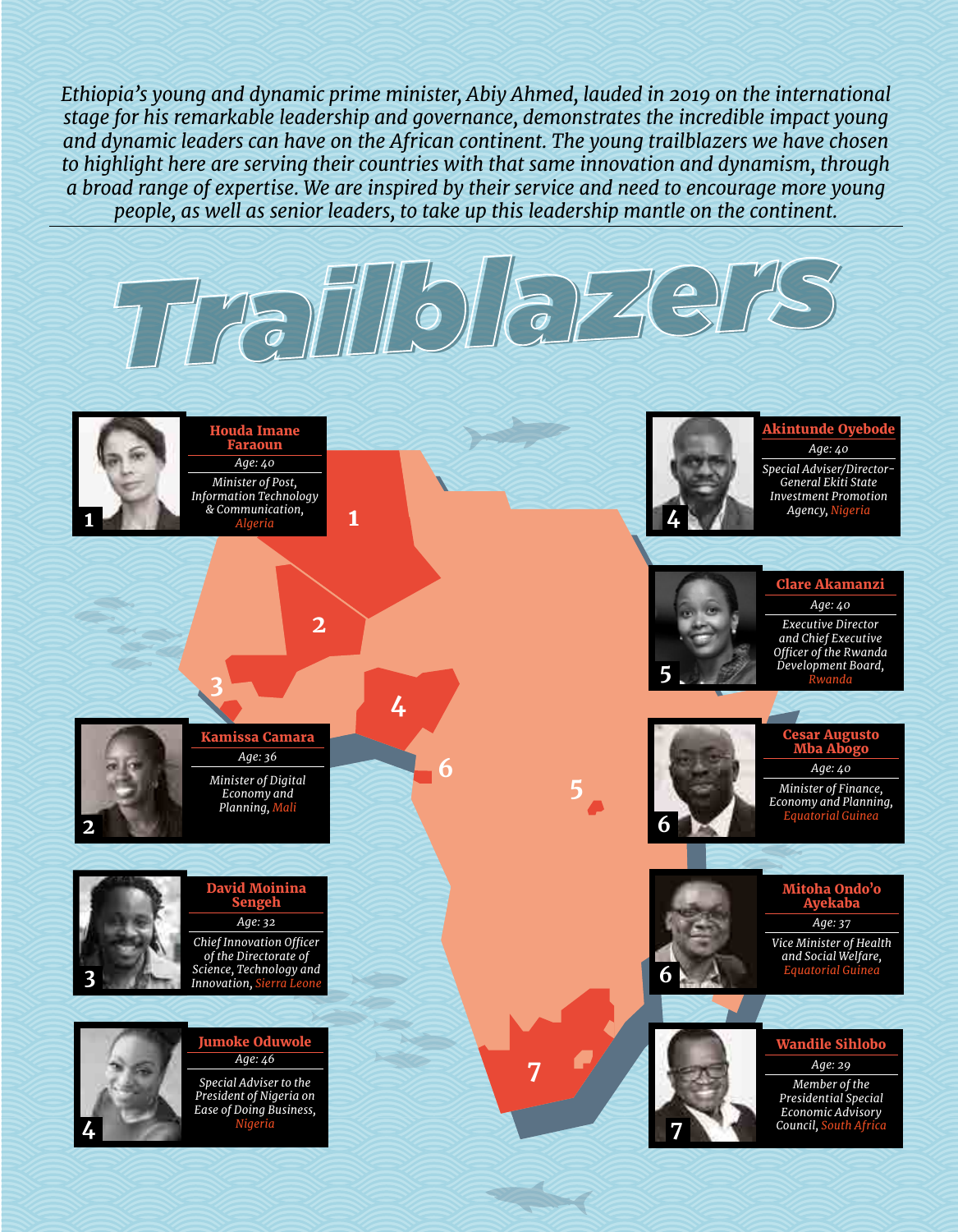*Ethiopia's young and dynamic prime minister, Abiy Ahmed, lauded in 2019 on the international stage for his remarkable leadership and governance, demonstrates the incredible impact young and dynamic leaders can have on the African continent. The young trailblazers we have chosen to highlight here are serving their countries with that same innovation and dynamism, through a broad range of expertise. We are inspired by their service and need to encourage more young people, as well as senior leaders, to take up this leadership mantle on the continent.*

# Trailblazers

**1 — Houda Imane Faraoun**
*Age: 40*
*Minister of Post, Information Technology & Communication, Algeria*

**2 — Kamissa Camara**
*Age: 36*
*Minister of Digital Economy and Planning, Mali*

**3 — David Moinina Sengeh**
*Age: 32*
*Chief Innovation Officer of the Directorate of Science, Technology and Innovation, Sierra Leone*

**4 — Jumoke Oduwole**
*Age: 46*
*Special Adviser to the President of Nigeria on Ease of Doing Business, Nigeria*

**4 — Akintunde Oyebode**
*Age: 40*
*Special Adviser/Director-General Ekiti State Investment Promotion Agency, Nigeria*

**5 — Clare Akamanzi**
*Age: 40*
*Executive Director and Chief Executive Officer of the Rwanda Development Board, Rwanda*

**6 — Cesar Augusto Mba Abogo**
*Age: 40*
*Minister of Finance, Economy and Planning, Equatorial Guinea*

**6 — Mitoha Ondo'o Ayekaba**
*Age: 37*
*Vice Minister of Health and Social Welfare, Equatorial Guinea*

**7 — Wandile Sihlobo**
*Age: 29*
*Member of the Presidential Special Economic Advisory Council, South Africa*